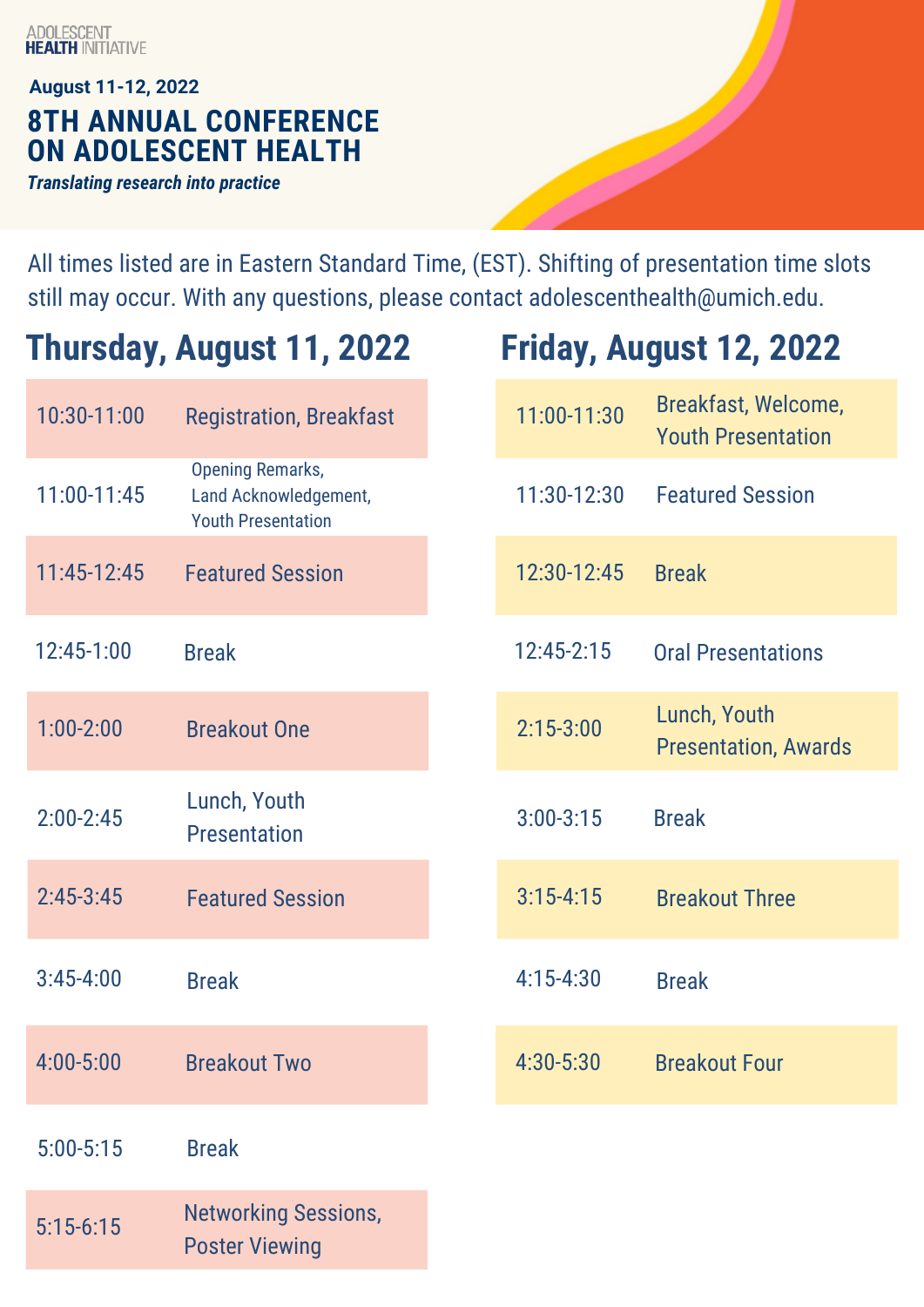ADOLESCENT
HEALTH INITIATIVE

**August 11-12, 2022**

# 8TH ANNUAL CONFERENCE ON ADOLESCENT HEALTH

***Translating research into practice***

All times listed are in Eastern Standard Time, (EST). Shifting of presentation time slots still may occur. With any questions, please contact adolescenthealth@umich.edu.

## Thursday, August 11, 2022

| | |
|---|---|
| 10:30-11:00 | Registration, Breakfast |
| 11:00-11:45 | Opening Remarks, Land Acknowledgement, Youth Presentation |
| 11:45-12:45 | Featured Session |
| 12:45-1:00 | Break |
| 1:00-2:00 | Breakout One |
| 2:00-2:45 | Lunch, Youth Presentation |
| 2:45-3:45 | Featured Session |
| 3:45-4:00 | Break |
| 4:00-5:00 | Breakout Two |
| 5:00-5:15 | Break |
| 5:15-6:15 | Networking Sessions, Poster Viewing |

## Friday, August 12, 2022

| | |
|---|---|
| 11:00-11:30 | Breakfast, Welcome, Youth Presentation |
| 11:30-12:30 | Featured Session |
| 12:30-12:45 | Break |
| 12:45-2:15 | Oral Presentations |
| 2:15-3:00 | Lunch, Youth Presentation, Awards |
| 3:00-3:15 | Break |
| 3:15-4:15 | Breakout Three |
| 4:15-4:30 | Break |
| 4:30-5:30 | Breakout Four |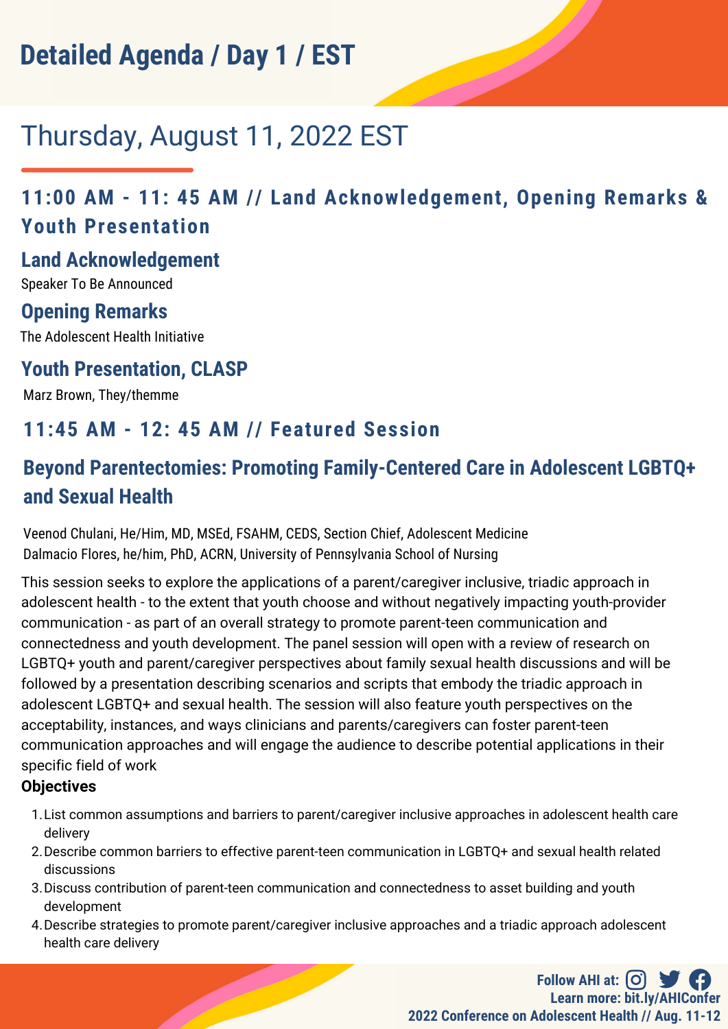# Detailed Agenda / Day 1 / EST

## Thursday, August 11, 2022 EST

### 11:00 AM - 11: 45 AM // Land Acknowledgement, Opening Remarks & Youth Presentation

**Land Acknowledgement**

Speaker To Be Announced

**Opening Remarks**

The Adolescent Health Initiative

**Youth Presentation, CLASP**

Marz Brown, They/themme

### 11:45 AM - 12: 45 AM // Featured Session

### Beyond Parentectomies: Promoting Family-Centered Care in Adolescent LGBTQ+ and Sexual Health

Veenod Chulani, He/Him, MD, MSEd, FSAHM, CEDS, Section Chief, Adolescent Medicine
Dalmacio Flores, he/him, PhD, ACRN, University of Pennsylvania School of Nursing

This session seeks to explore the applications of a parent/caregiver inclusive, triadic approach in adolescent health - to the extent that youth choose and without negatively impacting youth-provider communication - as part of an overall strategy to promote parent-teen communication and connectedness and youth development. The panel session will open with a review of research on LGBTQ+ youth and parent/caregiver perspectives about family sexual health discussions and will be followed by a presentation describing scenarios and scripts that embody the triadic approach in adolescent LGBTQ+ and sexual health. The session will also feature youth perspectives on the acceptability, instances, and ways clinicians and parents/caregivers can foster parent-teen communication approaches and will engage the audience to describe potential applications in their specific field of work

**Objectives**

1. List common assumptions and barriers to parent/caregiver inclusive approaches in adolescent health care delivery
2. Describe common barriers to effective parent-teen communication in LGBTQ+ and sexual health related discussions
3. Discuss contribution of parent-teen communication and connectedness to asset building and youth development
4. Describe strategies to promote parent/caregiver inclusive approaches and a triadic approach adolescent health care delivery

Follow AHI at:
Learn more: bit.ly/AHIConfer
2022 Conference on Adolescent Health // Aug. 11-12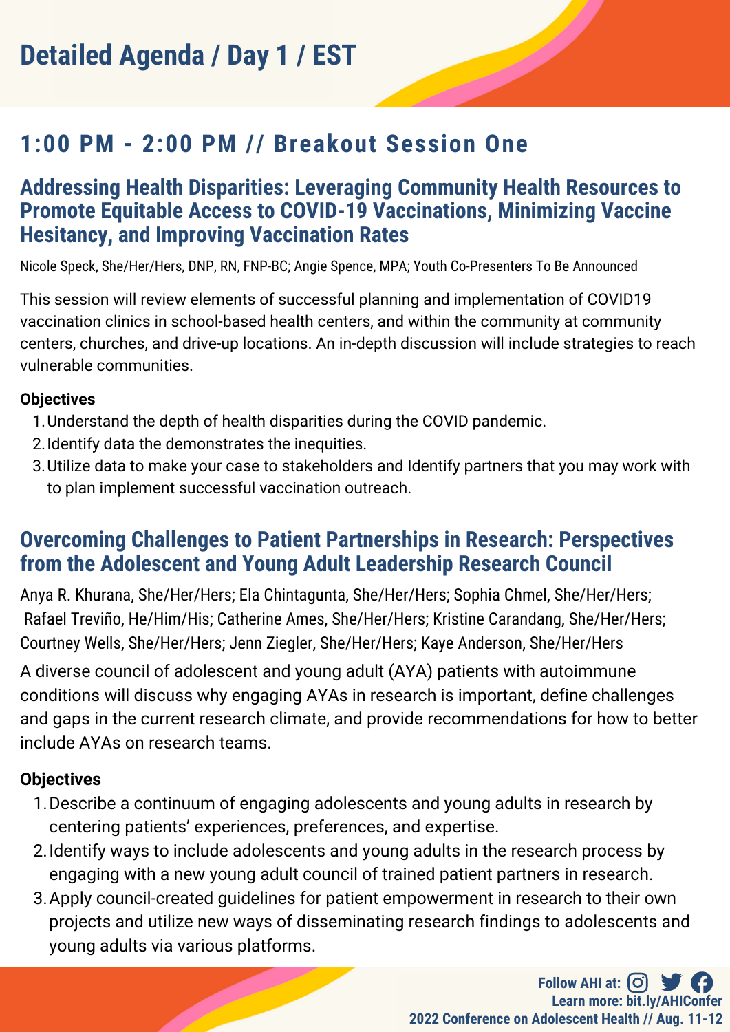# Detailed Agenda / Day 1 / EST

## 1:00 PM - 2:00 PM // Breakout Session One

### Addressing Health Disparities: Leveraging Community Health Resources to Promote Equitable Access to COVID-19 Vaccinations, Minimizing Vaccine Hesitancy, and Improving Vaccination Rates

Nicole Speck, She/Her/Hers, DNP, RN, FNP-BC; Angie Spence, MPA; Youth Co-Presenters To Be Announced

This session will review elements of successful planning and implementation of COVID19 vaccination clinics in school-based health centers, and within the community at community centers, churches, and drive-up locations. An in-depth discussion will include strategies to reach vulnerable communities.

**Objectives**

1. Understand the depth of health disparities during the COVID pandemic.
2. Identify data the demonstrates the inequities.
3. Utilize data to make your case to stakeholders and Identify partners that you may work with to plan implement successful vaccination outreach.

### Overcoming Challenges to Patient Partnerships in Research: Perspectives from the Adolescent and Young Adult Leadership Research Council

Anya R. Khurana, She/Her/Hers; Ela Chintagunta, She/Her/Hers; Sophia Chmel, She/Her/Hers; Rafael Treviño, He/Him/His; Catherine Ames, She/Her/Hers; Kristine Carandang, She/Her/Hers; Courtney Wells, She/Her/Hers; Jenn Ziegler, She/Her/Hers; Kaye Anderson, She/Her/Hers

A diverse council of adolescent and young adult (AYA) patients with autoimmune conditions will discuss why engaging AYAs in research is important, define challenges and gaps in the current research climate, and provide recommendations for how to better include AYAs on research teams.

**Objectives**

1. Describe a continuum of engaging adolescents and young adults in research by centering patients' experiences, preferences, and expertise.
2. Identify ways to include adolescents and young adults in the research process by engaging with a new young adult council of trained patient partners in research.
3. Apply council-created guidelines for patient empowerment in research to their own projects and utilize new ways of disseminating research findings to adolescents and young adults via various platforms.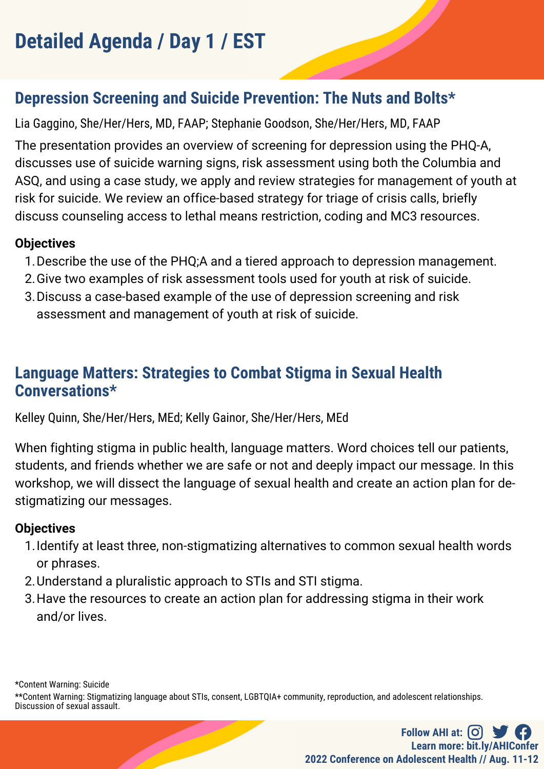# Detailed Agenda / Day 1 / EST

## Depression Screening and Suicide Prevention: The Nuts and Bolts*

Lia Gaggino, She/Her/Hers, MD, FAAP; Stephanie Goodson, She/Her/Hers, MD, FAAP

The presentation provides an overview of screening for depression using the PHQ-A, discusses use of suicide warning signs, risk assessment using both the Columbia and ASQ, and using a case study, we apply and review strategies for management of youth at risk for suicide. We review an office-based strategy for triage of crisis calls, briefly discuss counseling access to lethal means restriction, coding and MC3 resources.

**Objectives**

1. Describe the use of the PHQ;A and a tiered approach to depression management.
2. Give two examples of risk assessment tools used for youth at risk of suicide.
3. Discuss a case-based example of the use of depression screening and risk assessment and management of youth at risk of suicide.

## Language Matters: Strategies to Combat Stigma in Sexual Health Conversations*

Kelley Quinn, She/Her/Hers, MEd; Kelly Gainor, She/Her/Hers, MEd

When fighting stigma in public health, language matters. Word choices tell our patients, students, and friends whether we are safe or not and deeply impact our message. In this workshop, we will dissect the language of sexual health and create an action plan for de-stigmatizing our messages.

**Objectives**

1. Identify at least three, non-stigmatizing alternatives to common sexual health words or phrases.
2. Understand a pluralistic approach to STIs and STI stigma.
3. Have the resources to create an action plan for addressing stigma in their work and/or lives.

*Content Warning: Suicide

**Content Warning: Stigmatizing language about STIs, consent, LGBTQIA+ community, reproduction, and adolescent relationships. Discussion of sexual assault.

Follow AHI at:
Learn more: bit.ly/AHIConfer
2022 Conference on Adolescent Health // Aug. 11-12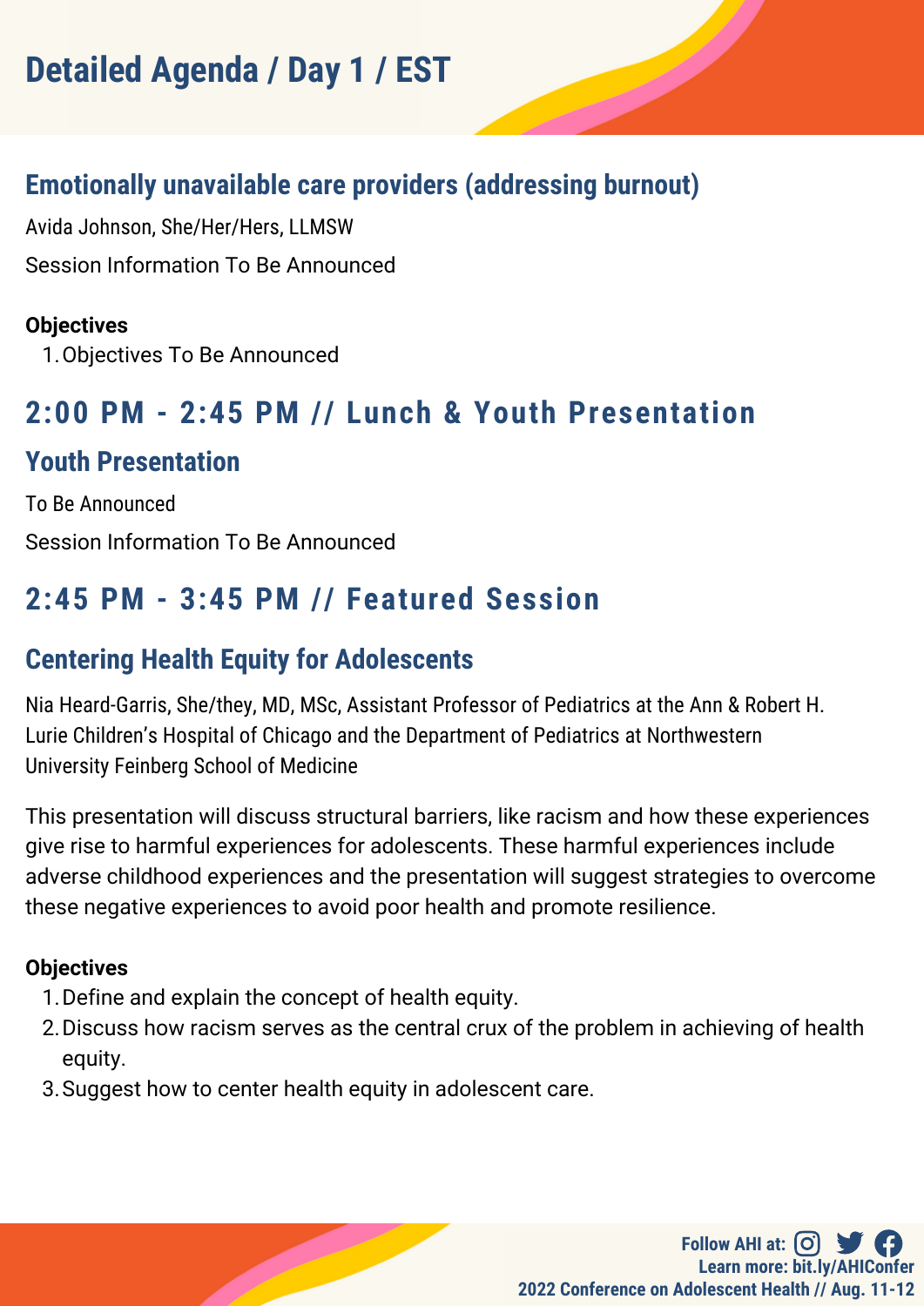# Detailed Agenda / Day 1 / EST

### Emotionally unavailable care providers (addressing burnout)

Avida Johnson, She/Her/Hers, LLMSW

Session Information To Be Announced

**Objectives**

1. Objectives To Be Announced

## 2:00 PM - 2:45 PM // Lunch & Youth Presentation

### Youth Presentation

To Be Announced

Session Information To Be Announced

## 2:45 PM - 3:45 PM // Featured Session

### Centering Health Equity for Adolescents

Nia Heard-Garris, She/they, MD, MSc, Assistant Professor of Pediatrics at the Ann & Robert H. Lurie Children's Hospital of Chicago and the Department of Pediatrics at Northwestern University Feinberg School of Medicine

This presentation will discuss structural barriers, like racism and how these experiences give rise to harmful experiences for adolescents. These harmful experiences include adverse childhood experiences and the presentation will suggest strategies to overcome these negative experiences to avoid poor health and promote resilience.

**Objectives**

1. Define and explain the concept of health equity.
2. Discuss how racism serves as the central crux of the problem in achieving of health equity.
3. Suggest how to center health equity in adolescent care.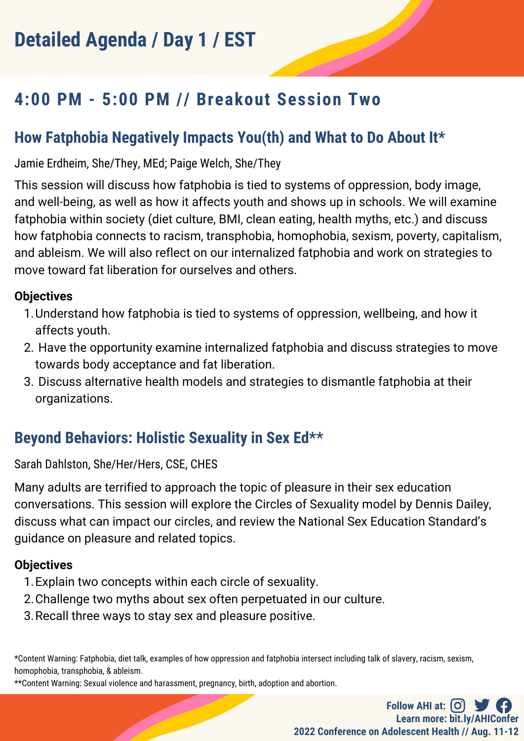# Detailed Agenda / Day 1 / EST

## 4:00 PM - 5:00 PM // Breakout Session Two

### How Fatphobia Negatively Impacts You(th) and What to Do About It*

Jamie Erdheim, She/They, MEd; Paige Welch, She/They

This session will discuss how fatphobia is tied to systems of oppression, body image, and well-being, as well as how it affects youth and shows up in schools. We will examine fatphobia within society (diet culture, BMI, clean eating, health myths, etc.) and discuss how fatphobia connects to racism, transphobia, homophobia, sexism, poverty, capitalism, and ableism. We will also reflect on our internalized fatphobia and work on strategies to move toward fat liberation for ourselves and others.

**Objectives**

1. Understand how fatphobia is tied to systems of oppression, wellbeing, and how it affects youth.
2. Have the opportunity examine internalized fatphobia and discuss strategies to move towards body acceptance and fat liberation.
3. Discuss alternative health models and strategies to dismantle fatphobia at their organizations.

### Beyond Behaviors: Holistic Sexuality in Sex Ed**

Sarah Dahlston, She/Her/Hers, CSE, CHES

Many adults are terrified to approach the topic of pleasure in their sex education conversations. This session will explore the Circles of Sexuality model by Dennis Dailey, discuss what can impact our circles, and review the National Sex Education Standard's guidance on pleasure and related topics.

**Objectives**

1. Explain two concepts within each circle of sexuality.
2. Challenge two myths about sex often perpetuated in our culture.
3. Recall three ways to stay sex and pleasure positive.

*Content Warning: Fatphobia, diet talk, examples of how oppression and fatphobia intersect including talk of slavery, racism, sexism, homophobia, transphobia, & ableism.

**Content Warning: Sexual violence and harassment, pregnancy, birth, adoption and abortion.

Follow AHI at:
Learn more: bit.ly/AHIConfer
2022 Conference on Adolescent Health // Aug. 11-12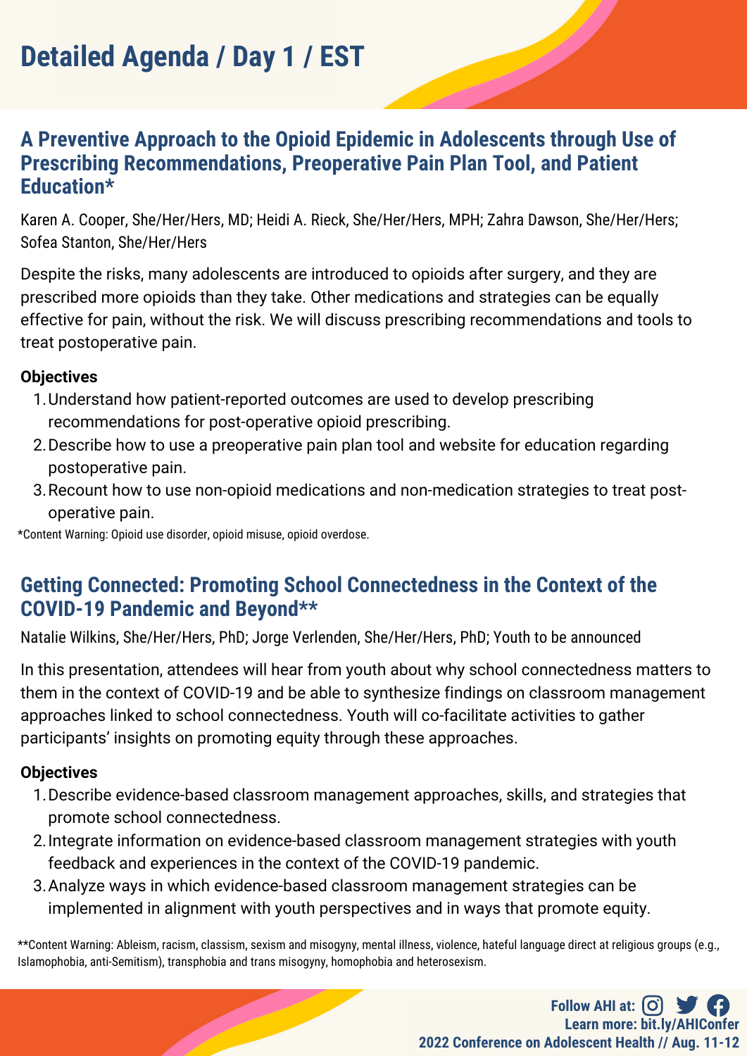# Detailed Agenda / Day 1 / EST

## A Preventive Approach to the Opioid Epidemic in Adolescents through Use of Prescribing Recommendations, Preoperative Pain Plan Tool, and Patient Education*

Karen A. Cooper, She/Her/Hers, MD; Heidi A. Rieck, She/Her/Hers, MPH; Zahra Dawson, She/Her/Hers; Sofea Stanton, She/Her/Hers

Despite the risks, many adolescents are introduced to opioids after surgery, and they are prescribed more opioids than they take. Other medications and strategies can be equally effective for pain, without the risk. We will discuss prescribing recommendations and tools to treat postoperative pain.

**Objectives**

1. Understand how patient-reported outcomes are used to develop prescribing recommendations for post-operative opioid prescribing.
2. Describe how to use a preoperative pain plan tool and website for education regarding postoperative pain.
3. Recount how to use non-opioid medications and non-medication strategies to treat post-operative pain.

*Content Warning: Opioid use disorder, opioid misuse, opioid overdose.

## Getting Connected: Promoting School Connectedness in the Context of the COVID-19 Pandemic and Beyond**

Natalie Wilkins, She/Her/Hers, PhD; Jorge Verlenden, She/Her/Hers, PhD; Youth to be announced

In this presentation, attendees will hear from youth about why school connectedness matters to them in the context of COVID-19 and be able to synthesize findings on classroom management approaches linked to school connectedness. Youth will co-facilitate activities to gather participants' insights on promoting equity through these approaches.

**Objectives**

1. Describe evidence-based classroom management approaches, skills, and strategies that promote school connectedness.
2. Integrate information on evidence-based classroom management strategies with youth feedback and experiences in the context of the COVID-19 pandemic.
3. Analyze ways in which evidence-based classroom management strategies can be implemented in alignment with youth perspectives and in ways that promote equity.

**Content Warning: Ableism, racism, classism, sexism and misogyny, mental illness, violence, hateful language direct at religious groups (e.g., Islamophobia, anti-Semitism), transphobia and trans misogyny, homophobia and heterosexism.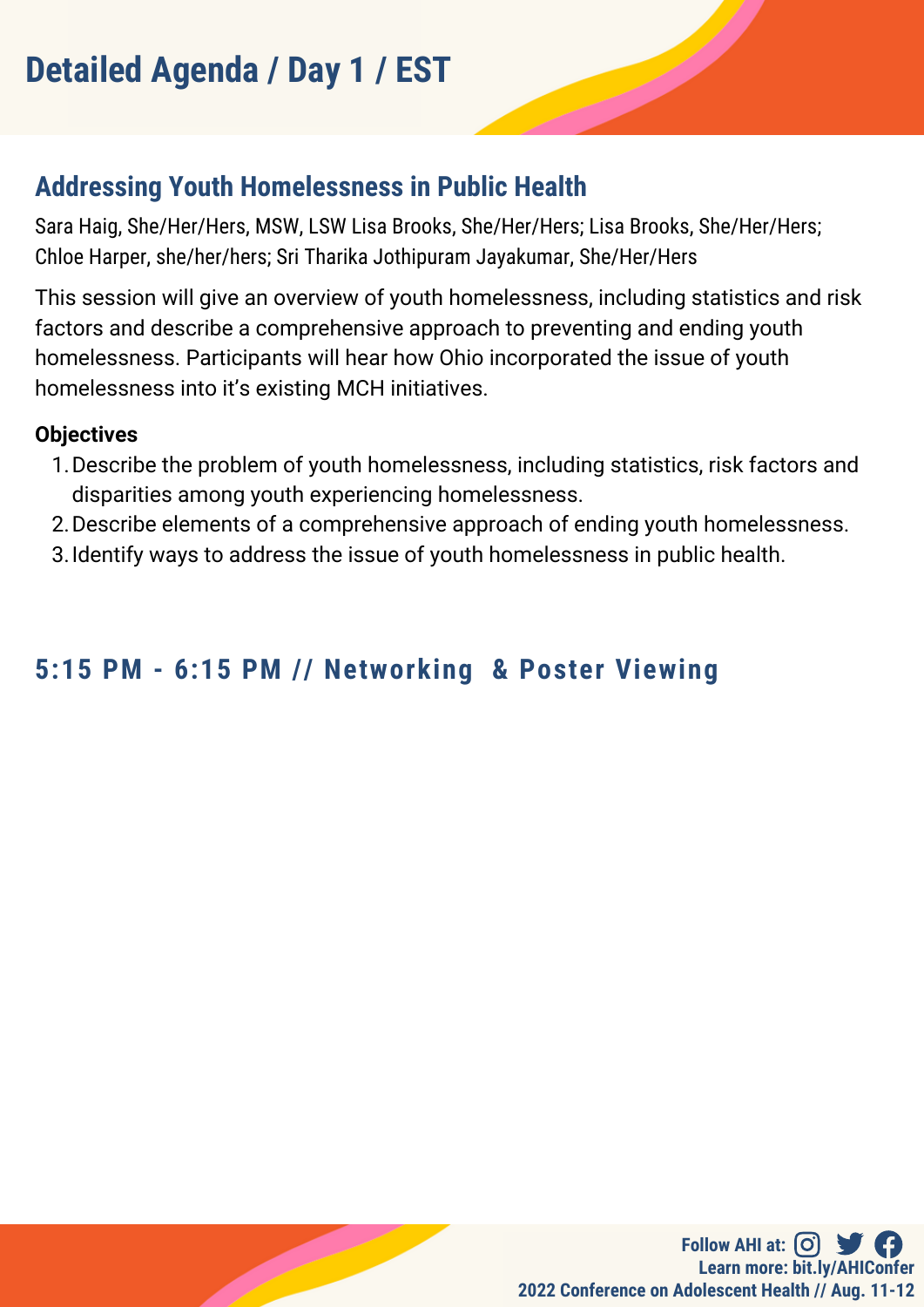# Detailed Agenda / Day 1 / EST

## Addressing Youth Homelessness in Public Health

Sara Haig, She/Her/Hers, MSW, LSW Lisa Brooks, She/Her/Hers; Lisa Brooks, She/Her/Hers; Chloe Harper, she/her/hers; Sri Tharika Jothipuram Jayakumar, She/Her/Hers

This session will give an overview of youth homelessness, including statistics and risk factors and describe a comprehensive approach to preventing and ending youth homelessness. Participants will hear how Ohio incorporated the issue of youth homelessness into it's existing MCH initiatives.

**Objectives**

1. Describe the problem of youth homelessness, including statistics, risk factors and disparities among youth experiencing homelessness.
2. Describe elements of a comprehensive approach of ending youth homelessness.
3. Identify ways to address the issue of youth homelessness in public health.

## 5:15 PM - 6:15 PM // Networking & Poster Viewing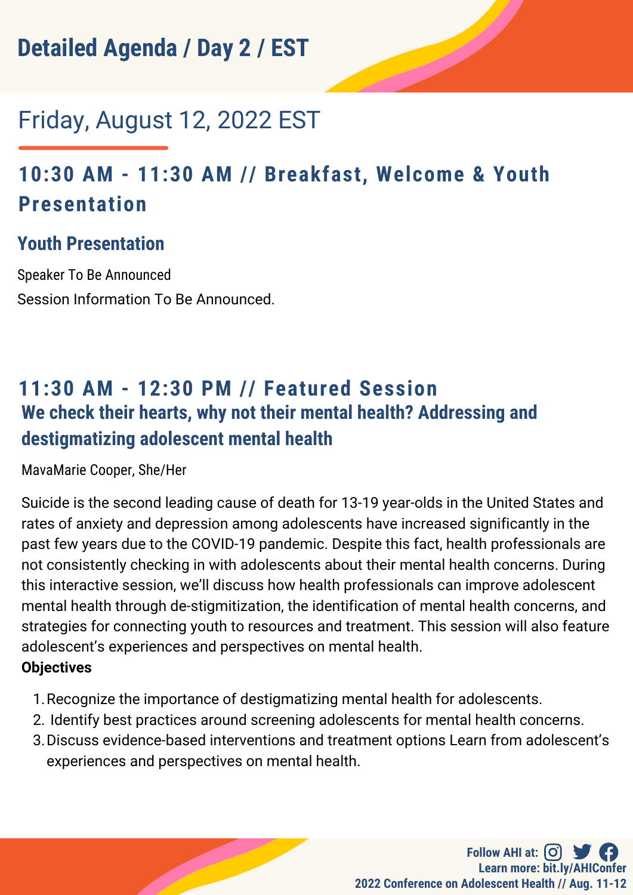# Detailed Agenda / Day 2 / EST

## Friday, August 12, 2022 EST

### 10:30 AM - 11:30 AM // Breakfast, Welcome & Youth Presentation

#### Youth Presentation

Speaker To Be Announced

Session Information To Be Announced.

### 11:30 AM - 12:30 PM // Featured Session

#### We check their hearts, why not their mental health? Addressing and destigmatizing adolescent mental health

MavaMarie Cooper, She/Her

Suicide is the second leading cause of death for 13-19 year-olds in the United States and rates of anxiety and depression among adolescents have increased significantly in the past few years due to the COVID-19 pandemic. Despite this fact, health professionals are not consistently checking in with adolescents about their mental health concerns. During this interactive session, we'll discuss how health professionals can improve adolescent mental health through de-stigmitization, the identification of mental health concerns, and strategies for connecting youth to resources and treatment. This session will also feature adolescent's experiences and perspectives on mental health.

**Objectives**

1. Recognize the importance of destigmatizing mental health for adolescents.
2. Identify best practices around screening adolescents for mental health concerns.
3. Discuss evidence-based interventions and treatment options Learn from adolescent's experiences and perspectives on mental health.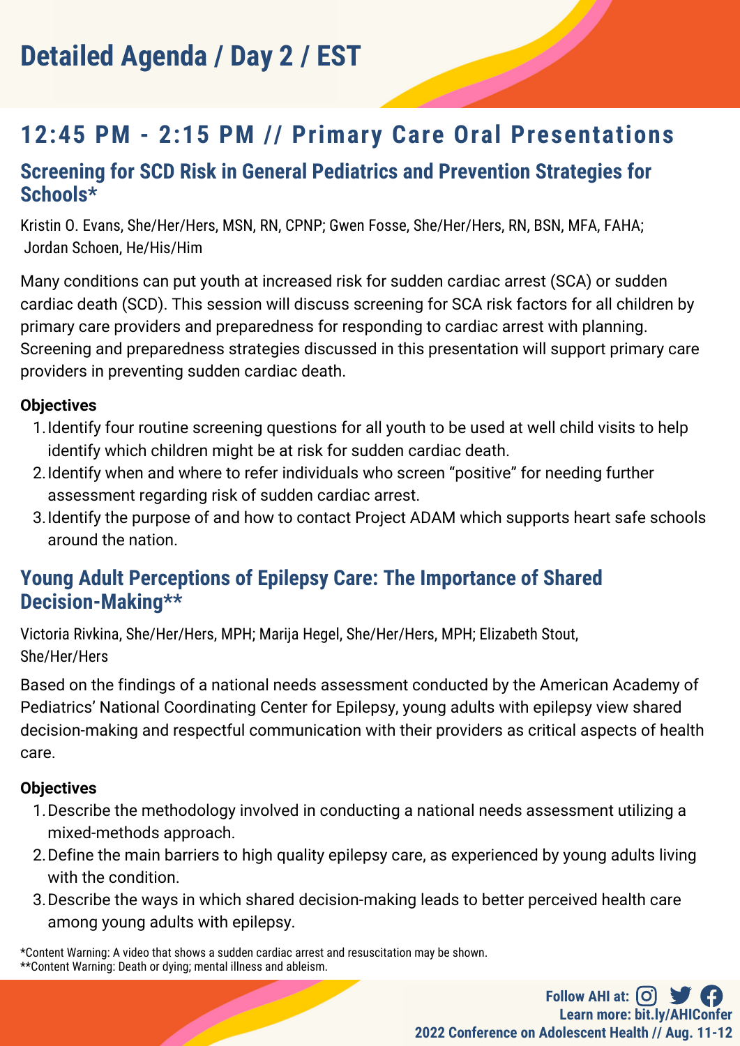# Detailed Agenda / Day 2 / EST

## 12:45 PM - 2:15 PM // Primary Care Oral Presentations

### Screening for SCD Risk in General Pediatrics and Prevention Strategies for Schools*

Kristin O. Evans, She/Her/Hers, MSN, RN, CPNP; Gwen Fosse, She/Her/Hers, RN, BSN, MFA, FAHA; Jordan Schoen, He/His/Him

Many conditions can put youth at increased risk for sudden cardiac arrest (SCA) or sudden cardiac death (SCD). This session will discuss screening for SCA risk factors for all children by primary care providers and preparedness for responding to cardiac arrest with planning. Screening and preparedness strategies discussed in this presentation will support primary care providers in preventing sudden cardiac death.

**Objectives**

1. Identify four routine screening questions for all youth to be used at well child visits to help identify which children might be at risk for sudden cardiac death.
2. Identify when and where to refer individuals who screen "positive" for needing further assessment regarding risk of sudden cardiac arrest.
3. Identify the purpose of and how to contact Project ADAM which supports heart safe schools around the nation.

### Young Adult Perceptions of Epilepsy Care: The Importance of Shared Decision-Making**

Victoria Rivkina, She/Her/Hers, MPH; Marija Hegel, She/Her/Hers, MPH; Elizabeth Stout, She/Her/Hers

Based on the findings of a national needs assessment conducted by the American Academy of Pediatrics' National Coordinating Center for Epilepsy, young adults with epilepsy view shared decision-making and respectful communication with their providers as critical aspects of health care.

**Objectives**

1. Describe the methodology involved in conducting a national needs assessment utilizing a mixed-methods approach.
2. Define the main barriers to high quality epilepsy care, as experienced by young adults living with the condition.
3. Describe the ways in which shared decision-making leads to better perceived health care among young adults with epilepsy.

*Content Warning: A video that shows a sudden cardiac arrest and resuscitation may be shown.
**Content Warning: Death or dying; mental illness and ableism.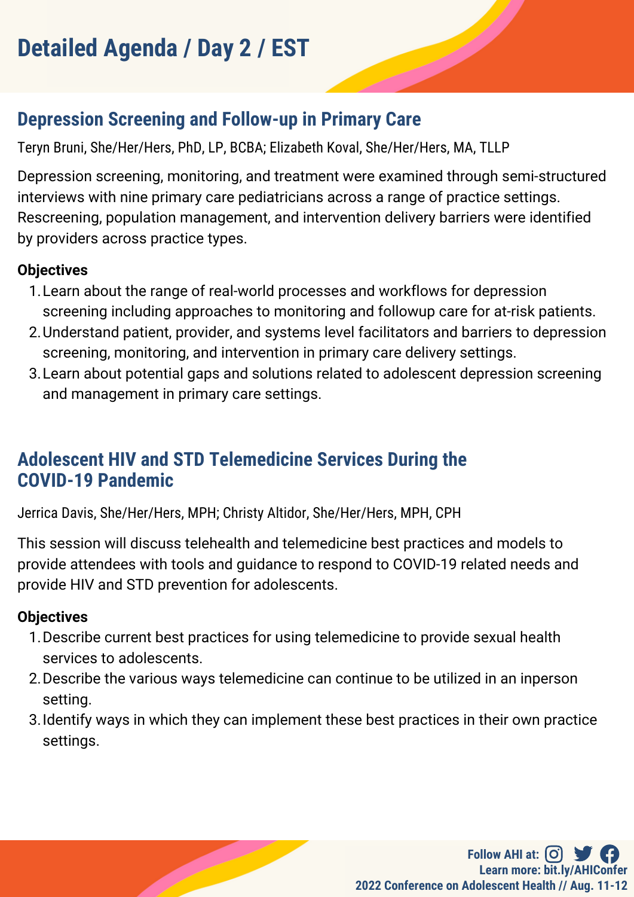# Detailed Agenda / Day 2 / EST

## Depression Screening and Follow-up in Primary Care

Teryn Bruni, She/Her/Hers, PhD, LP, BCBA; Elizabeth Koval, She/Her/Hers, MA, TLLP

Depression screening, monitoring, and treatment were examined through semi-structured interviews with nine primary care pediatricians across a range of practice settings. Rescreening, population management, and intervention delivery barriers were identified by providers across practice types.

**Objectives**

1. Learn about the range of real-world processes and workflows for depression screening including approaches to monitoring and followup care for at-risk patients.
2. Understand patient, provider, and systems level facilitators and barriers to depression screening, monitoring, and intervention in primary care delivery settings.
3. Learn about potential gaps and solutions related to adolescent depression screening and management in primary care settings.

## Adolescent HIV and STD Telemedicine Services During the COVID-19 Pandemic

Jerrica Davis, She/Her/Hers, MPH; Christy Altidor, She/Her/Hers, MPH, CPH

This session will discuss telehealth and telemedicine best practices and models to provide attendees with tools and guidance to respond to COVID-19 related needs and provide HIV and STD prevention for adolescents.

**Objectives**

1. Describe current best practices for using telemedicine to provide sexual health services to adolescents.
2. Describe the various ways telemedicine can continue to be utilized in an inperson setting.
3. Identify ways in which they can implement these best practices in their own practice settings.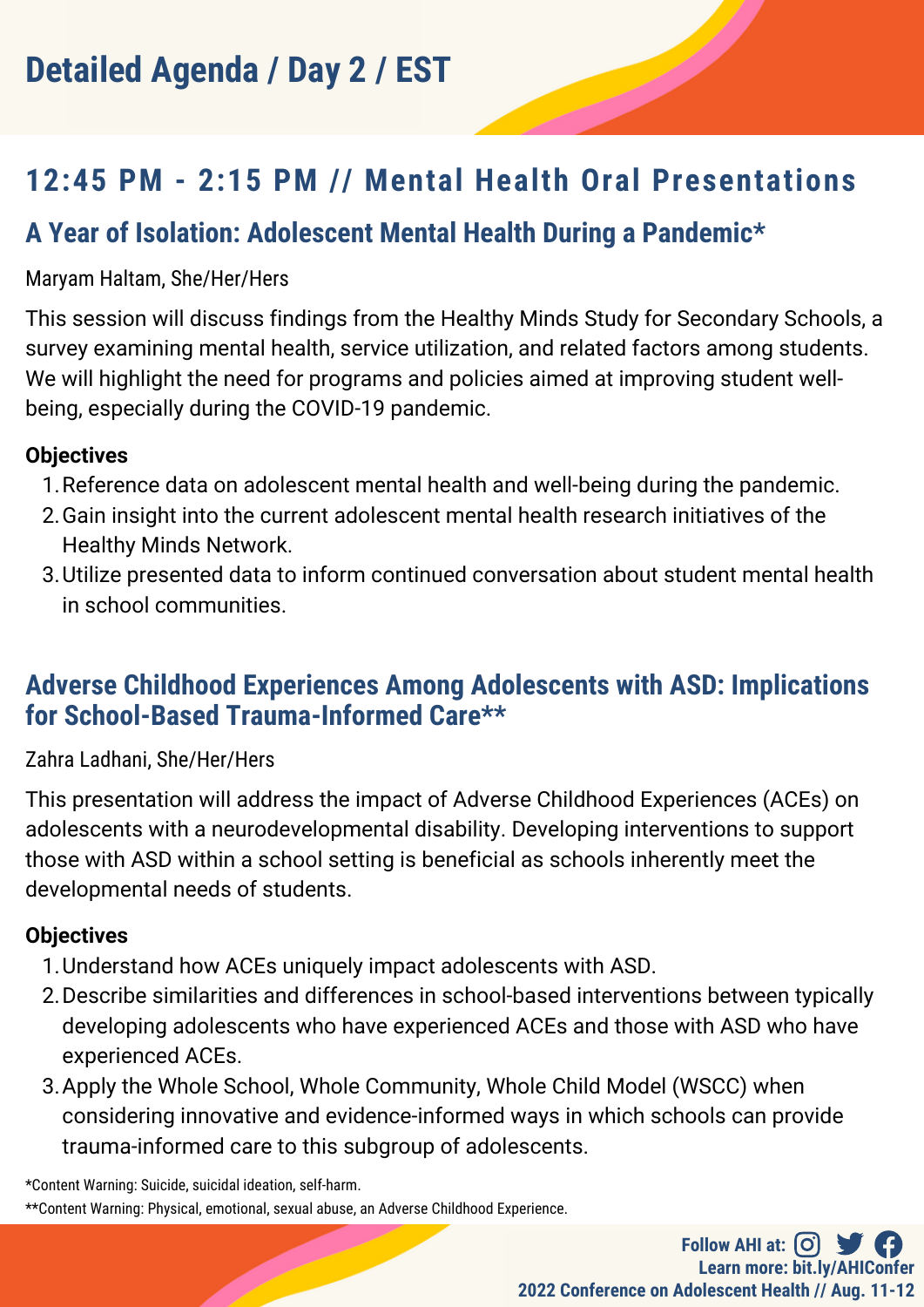# Detailed Agenda / Day 2 / EST

## 12:45 PM - 2:15 PM // Mental Health Oral Presentations

### A Year of Isolation: Adolescent Mental Health During a Pandemic*

Maryam Haltam, She/Her/Hers

This session will discuss findings from the Healthy Minds Study for Secondary Schools, a survey examining mental health, service utilization, and related factors among students. We will highlight the need for programs and policies aimed at improving student well-being, especially during the COVID-19 pandemic.

**Objectives**

1. Reference data on adolescent mental health and well-being during the pandemic.
2. Gain insight into the current adolescent mental health research initiatives of the Healthy Minds Network.
3. Utilize presented data to inform continued conversation about student mental health in school communities.

### Adverse Childhood Experiences Among Adolescents with ASD: Implications for School-Based Trauma-Informed Care**

Zahra Ladhani, She/Her/Hers

This presentation will address the impact of Adverse Childhood Experiences (ACEs) on adolescents with a neurodevelopmental disability. Developing interventions to support those with ASD within a school setting is beneficial as schools inherently meet the developmental needs of students.

**Objectives**

1. Understand how ACEs uniquely impact adolescents with ASD.
2. Describe similarities and differences in school-based interventions between typically developing adolescents who have experienced ACEs and those with ASD who have experienced ACEs.
3. Apply the Whole School, Whole Community, Whole Child Model (WSCC) when considering innovative and evidence-informed ways in which schools can provide trauma-informed care to this subgroup of adolescents.

*Content Warning: Suicide, suicidal ideation, self-harm.

**Content Warning: Physical, emotional, sexual abuse, an Adverse Childhood Experience.

Follow AHI at:
Learn more: bit.ly/AHIConfer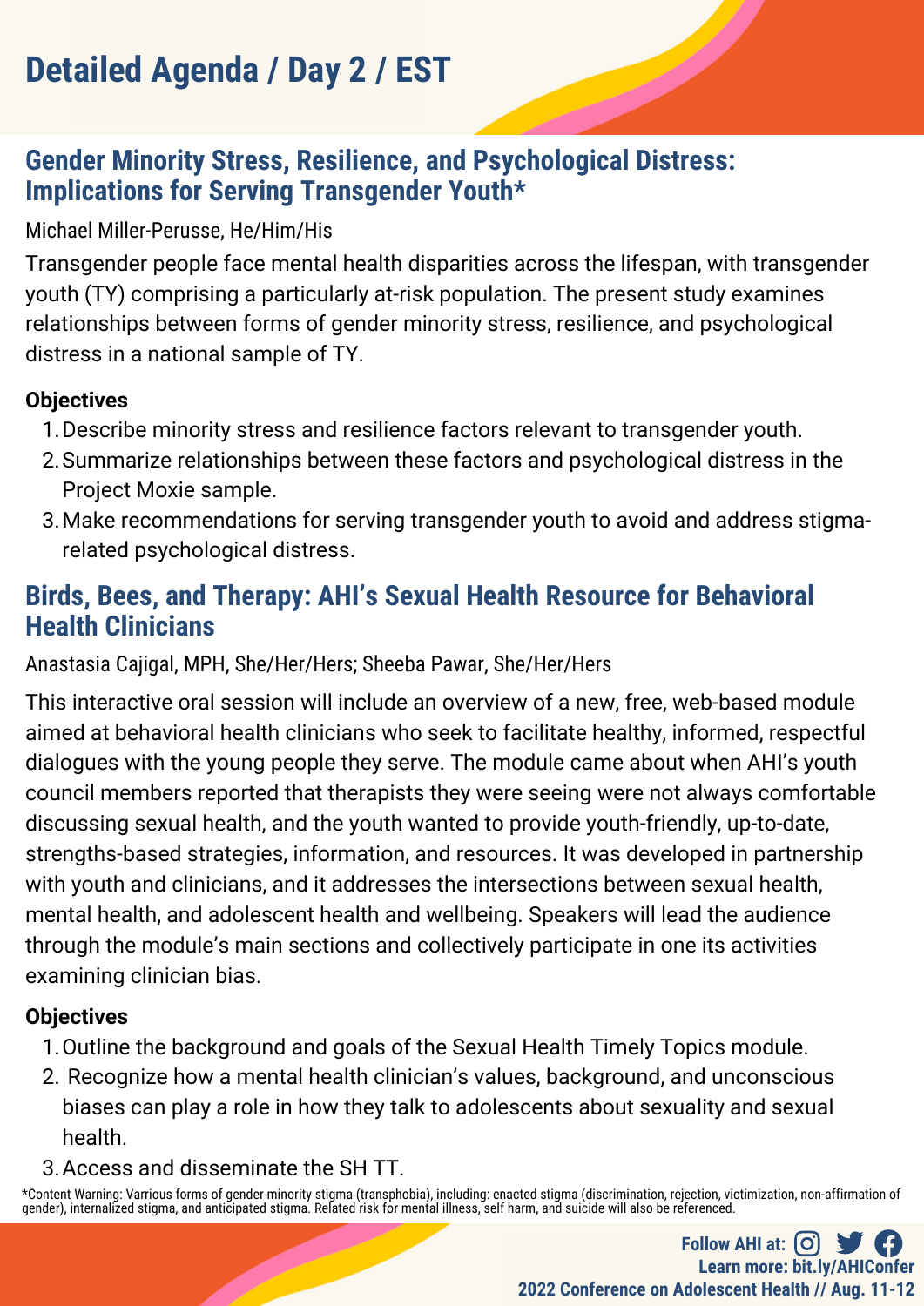# Detailed Agenda / Day 2 / EST

## Gender Minority Stress, Resilience, and Psychological Distress: Implications for Serving Transgender Youth*

Michael Miller-Perusse, He/Him/His

Transgender people face mental health disparities across the lifespan, with transgender youth (TY) comprising a particularly at-risk population. The present study examines relationships between forms of gender minority stress, resilience, and psychological distress in a national sample of TY.

**Objectives**

1. Describe minority stress and resilience factors relevant to transgender youth.
2. Summarize relationships between these factors and psychological distress in the Project Moxie sample.
3. Make recommendations for serving transgender youth to avoid and address stigma-related psychological distress.

## Birds, Bees, and Therapy: AHI's Sexual Health Resource for Behavioral Health Clinicians

Anastasia Cajigal, MPH, She/Her/Hers; Sheeba Pawar, She/Her/Hers

This interactive oral session will include an overview of a new, free, web-based module aimed at behavioral health clinicians who seek to facilitate healthy, informed, respectful dialogues with the young people they serve. The module came about when AHI's youth council members reported that therapists they were seeing were not always comfortable discussing sexual health, and the youth wanted to provide youth-friendly, up-to-date, strengths-based strategies, information, and resources. It was developed in partnership with youth and clinicians, and it addresses the intersections between sexual health, mental health, and adolescent health and wellbeing. Speakers will lead the audience through the module's main sections and collectively participate in one its activities examining clinician bias.

**Objectives**

1. Outline the background and goals of the Sexual Health Timely Topics module.
2. Recognize how a mental health clinician's values, background, and unconscious biases can play a role in how they talk to adolescents about sexuality and sexual health.
3. Access and disseminate the SH TT.

*Content Warning: Varrious forms of gender minority stigma (transphobia), including: enacted stigma (discrimination, rejection, victimization, non-affirmation of gender), internalized stigma, and anticipated stigma. Related risk for mental illness, self harm, and suicide will also be referenced.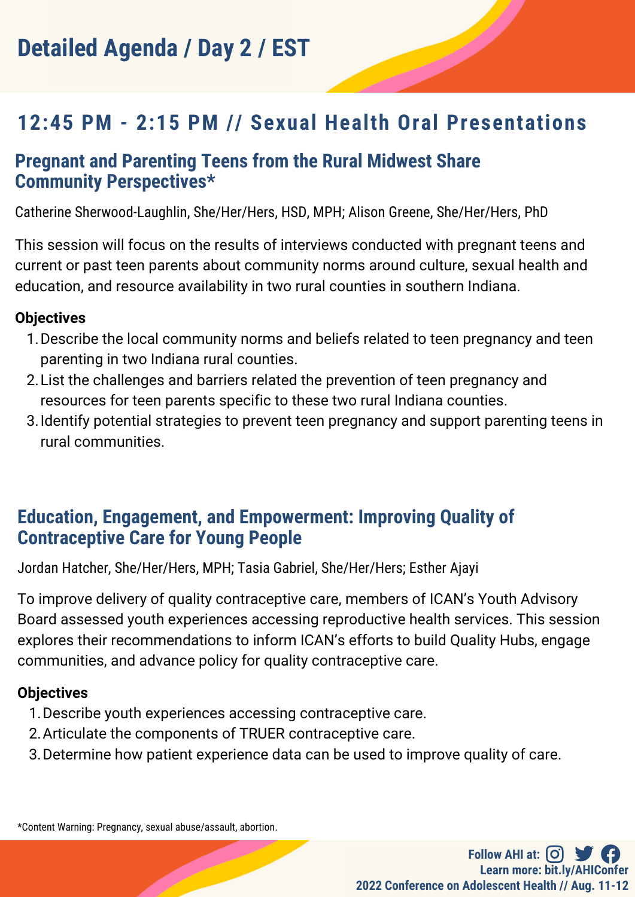# Detailed Agenda / Day 2 / EST

## 12:45 PM - 2:15 PM // Sexual Health Oral Presentations

### Pregnant and Parenting Teens from the Rural Midwest Share Community Perspectives*

Catherine Sherwood-Laughlin, She/Her/Hers, HSD, MPH; Alison Greene, She/Her/Hers, PhD

This session will focus on the results of interviews conducted with pregnant teens and current or past teen parents about community norms around culture, sexual health and education, and resource availability in two rural counties in southern Indiana.

**Objectives**

1. Describe the local community norms and beliefs related to teen pregnancy and teen parenting in two Indiana rural counties.
2. List the challenges and barriers related the prevention of teen pregnancy and resources for teen parents specific to these two rural Indiana counties.
3. Identify potential strategies to prevent teen pregnancy and support parenting teens in rural communities.

### Education, Engagement, and Empowerment: Improving Quality of Contraceptive Care for Young People

Jordan Hatcher, She/Her/Hers, MPH; Tasia Gabriel, She/Her/Hers; Esther Ajayi

To improve delivery of quality contraceptive care, members of ICAN's Youth Advisory Board assessed youth experiences accessing reproductive health services. This session explores their recommendations to inform ICAN's efforts to build Quality Hubs, engage communities, and advance policy for quality contraceptive care.

**Objectives**

1. Describe youth experiences accessing contraceptive care.
2. Articulate the components of TRUER contraceptive care.
3. Determine how patient experience data can be used to improve quality of care.

*Content Warning: Pregnancy, sexual abuse/assault, abortion.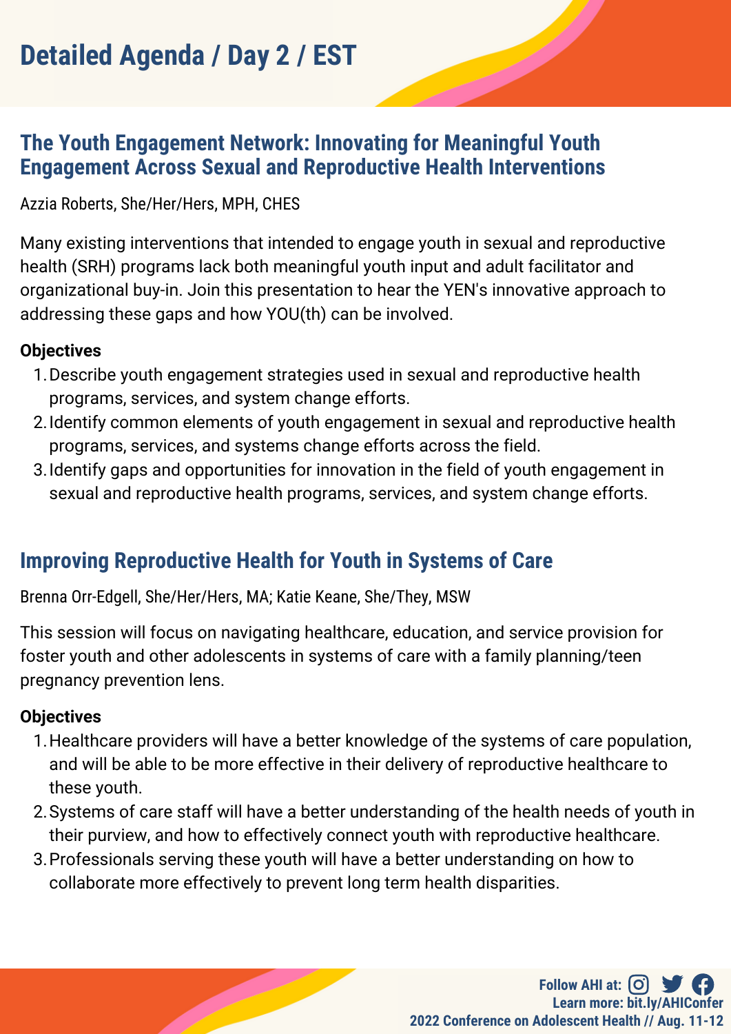# Detailed Agenda / Day 2 / EST

## The Youth Engagement Network: Innovating for Meaningful Youth Engagement Across Sexual and Reproductive Health Interventions

Azzia Roberts, She/Her/Hers, MPH, CHES

Many existing interventions that intended to engage youth in sexual and reproductive health (SRH) programs lack both meaningful youth input and adult facilitator and organizational buy-in. Join this presentation to hear the YEN's innovative approach to addressing these gaps and how YOU(th) can be involved.

**Objectives**

1. Describe youth engagement strategies used in sexual and reproductive health programs, services, and system change efforts.
2. Identify common elements of youth engagement in sexual and reproductive health programs, services, and systems change efforts across the field.
3. Identify gaps and opportunities for innovation in the field of youth engagement in sexual and reproductive health programs, services, and system change efforts.

## Improving Reproductive Health for Youth in Systems of Care

Brenna Orr-Edgell, She/Her/Hers, MA; Katie Keane, She/They, MSW

This session will focus on navigating healthcare, education, and service provision for foster youth and other adolescents in systems of care with a family planning/teen pregnancy prevention lens.

**Objectives**

1. Healthcare providers will have a better knowledge of the systems of care population, and will be able to be more effective in their delivery of reproductive healthcare to these youth.
2. Systems of care staff will have a better understanding of the health needs of youth in their purview, and how to effectively connect youth with reproductive healthcare.
3. Professionals serving these youth will have a better understanding on how to collaborate more effectively to prevent long term health disparities.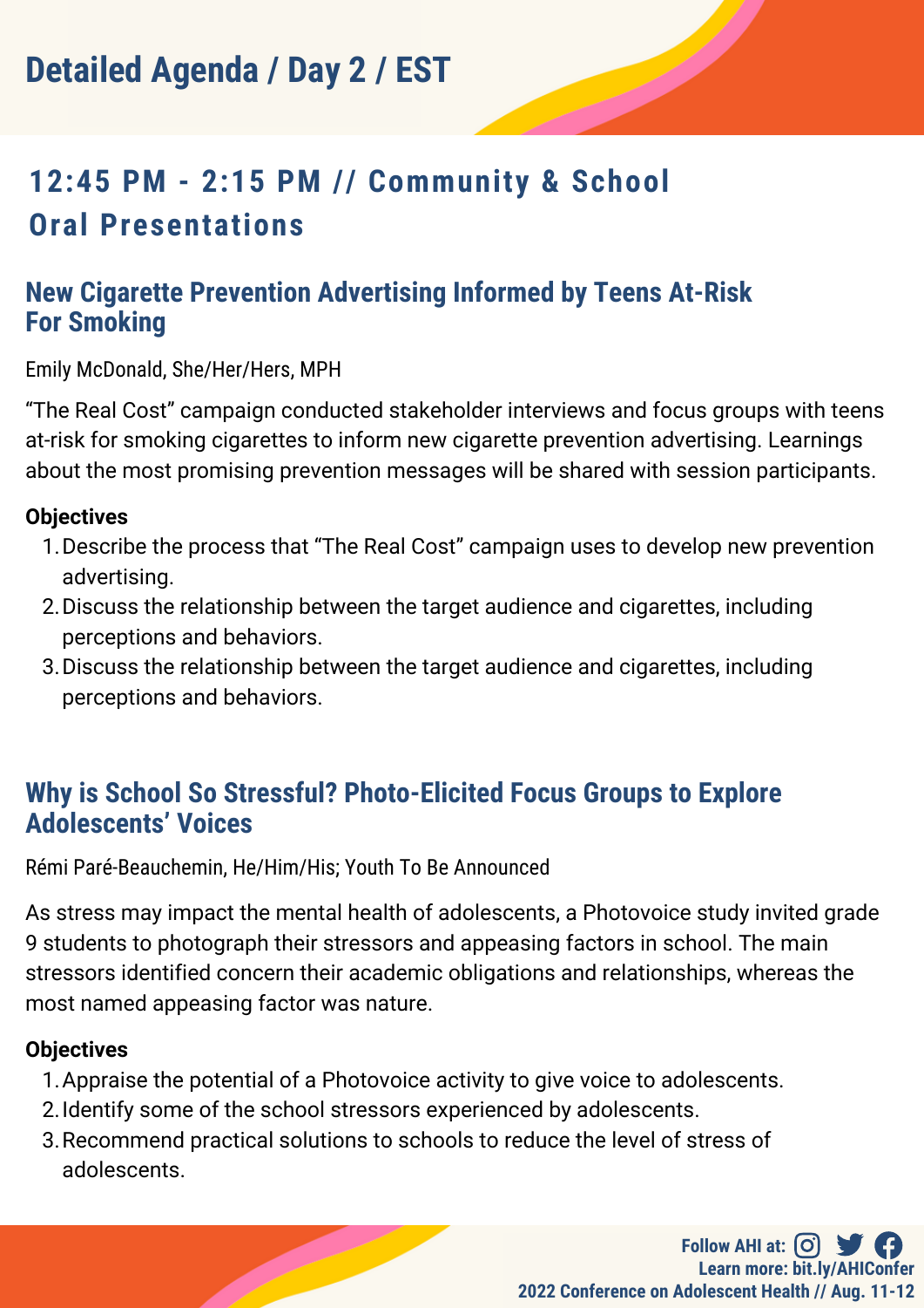# Detailed Agenda / Day 2 / EST

## 12:45 PM - 2:15 PM // Community & School Oral Presentations

### New Cigarette Prevention Advertising Informed by Teens At-Risk For Smoking

Emily McDonald, She/Her/Hers, MPH

“The Real Cost” campaign conducted stakeholder interviews and focus groups with teens at-risk for smoking cigarettes to inform new cigarette prevention advertising. Learnings about the most promising prevention messages will be shared with session participants.

**Objectives**

1. Describe the process that “The Real Cost” campaign uses to develop new prevention advertising.
2. Discuss the relationship between the target audience and cigarettes, including perceptions and behaviors.
3. Discuss the relationship between the target audience and cigarettes, including perceptions and behaviors.

### Why is School So Stressful? Photo-Elicited Focus Groups to Explore Adolescents’ Voices

Rémi Paré-Beauchemin, He/Him/His; Youth To Be Announced

As stress may impact the mental health of adolescents, a Photovoice study invited grade 9 students to photograph their stressors and appeasing factors in school. The main stressors identified concern their academic obligations and relationships, whereas the most named appeasing factor was nature.

**Objectives**

1. Appraise the potential of a Photovoice activity to give voice to adolescents.
2. Identify some of the school stressors experienced by adolescents.
3. Recommend practical solutions to schools to reduce the level of stress of adolescents.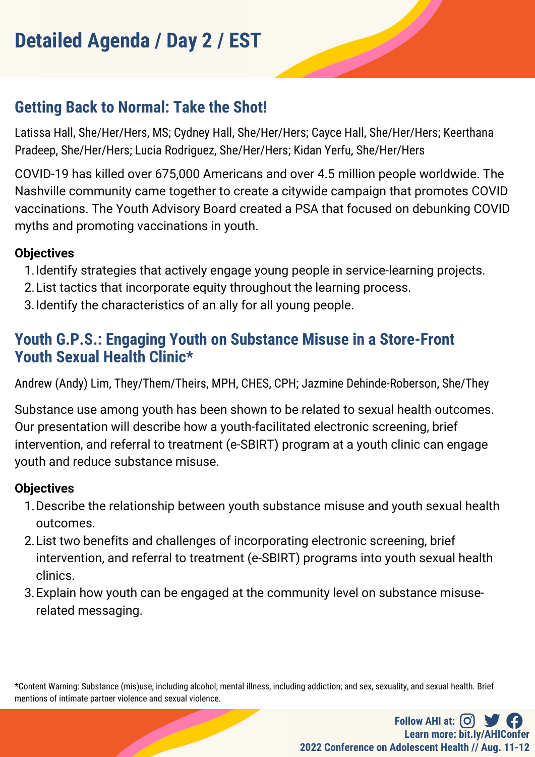# Detailed Agenda / Day 2 / EST

## Getting Back to Normal: Take the Shot!

Latissa Hall, She/Her/Hers, MS; Cydney Hall, She/Her/Hers; Cayce Hall, She/Her/Hers; Keerthana Pradeep, She/Her/Hers; Lucia Rodriguez, She/Her/Hers; Kidan Yerfu, She/Her/Hers

COVID-19 has killed over 675,000 Americans and over 4.5 million people worldwide. The Nashville community came together to create a citywide campaign that promotes COVID vaccinations. The Youth Advisory Board created a PSA that focused on debunking COVID myths and promoting vaccinations in youth.

**Objectives**

1. Identify strategies that actively engage young people in service-learning projects.
2. List tactics that incorporate equity throughout the learning process.
3. Identify the characteristics of an ally for all young people.

## Youth G.P.S.: Engaging Youth on Substance Misuse in a Store-Front Youth Sexual Health Clinic*

Andrew (Andy) Lim, They/Them/Theirs, MPH, CHES, CPH; Jazmine Dehinde-Roberson, She/They

Substance use among youth has been shown to be related to sexual health outcomes. Our presentation will describe how a youth-facilitated electronic screening, brief intervention, and referral to treatment (e-SBIRT) program at a youth clinic can engage youth and reduce substance misuse.

**Objectives**

1. Describe the relationship between youth substance misuse and youth sexual health outcomes.
2. List two benefits and challenges of incorporating electronic screening, brief intervention, and referral to treatment (e-SBIRT) programs into youth sexual health clinics.
3. Explain how youth can be engaged at the community level on substance misuse-related messaging.

*Content Warning: Substance (mis)use, including alcohol; mental illness, including addiction; and sex, sexuality, and sexual health. Brief mentions of intimate partner violence and sexual violence.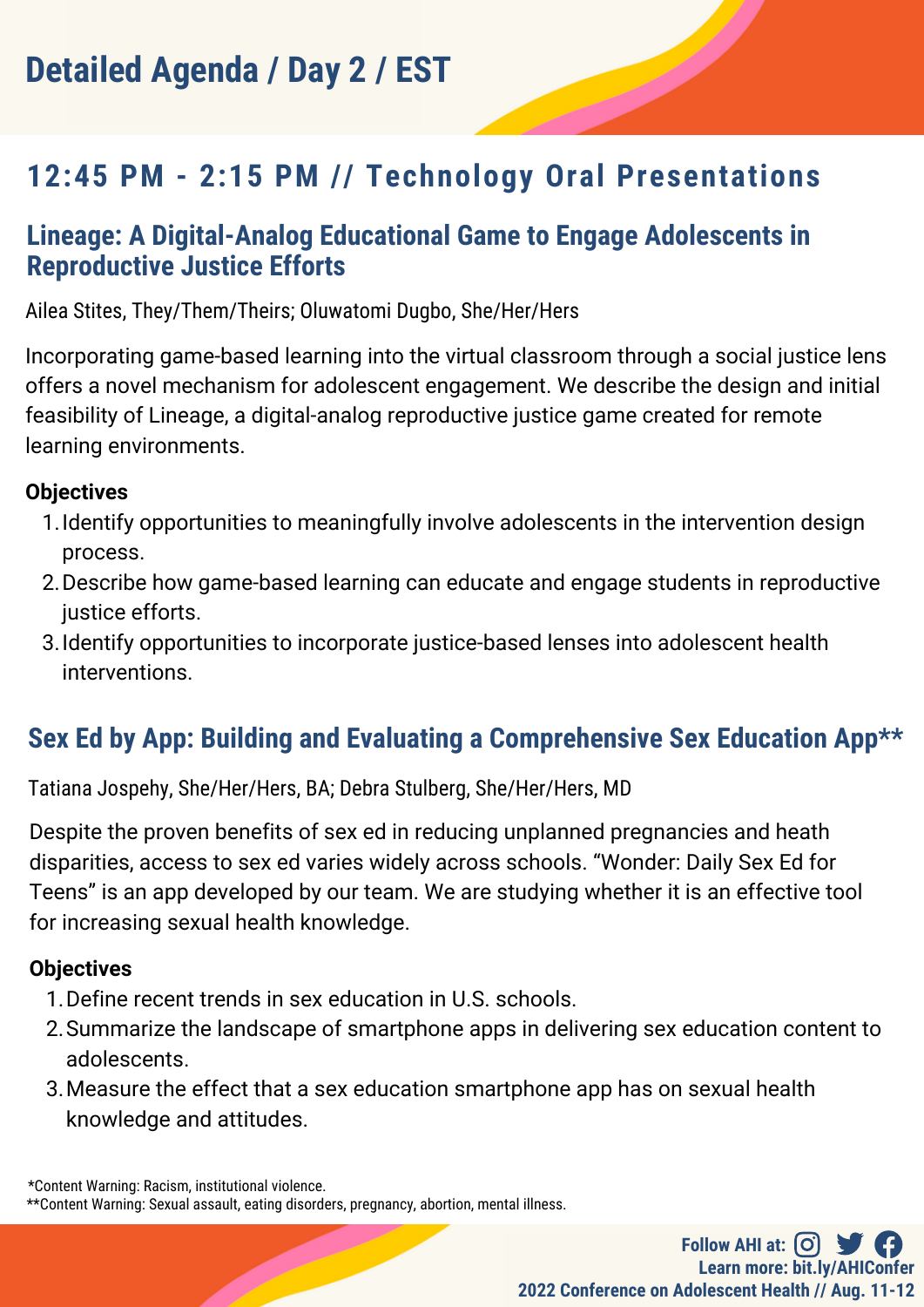# Detailed Agenda / Day 2 / EST

## 12:45 PM - 2:15 PM // Technology Oral Presentations

### Lineage: A Digital-Analog Educational Game to Engage Adolescents in Reproductive Justice Efforts

Ailea Stites, They/Them/Theirs; Oluwatomi Dugbo, She/Her/Hers

Incorporating game-based learning into the virtual classroom through a social justice lens offers a novel mechanism for adolescent engagement. We describe the design and initial feasibility of Lineage, a digital-analog reproductive justice game created for remote learning environments.

**Objectives**

1. Identify opportunities to meaningfully involve adolescents in the intervention design process.
2. Describe how game-based learning can educate and engage students in reproductive justice efforts.
3. Identify opportunities to incorporate justice-based lenses into adolescent health interventions.

### Sex Ed by App: Building and Evaluating a Comprehensive Sex Education App**

Tatiana Jospehy, She/Her/Hers, BA; Debra Stulberg, She/Her/Hers, MD

Despite the proven benefits of sex ed in reducing unplanned pregnancies and heath disparities, access to sex ed varies widely across schools. "Wonder: Daily Sex Ed for Teens" is an app developed by our team. We are studying whether it is an effective tool for increasing sexual health knowledge.

**Objectives**

1. Define recent trends in sex education in U.S. schools.
2. Summarize the landscape of smartphone apps in delivering sex education content to adolescents.
3. Measure the effect that a sex education smartphone app has on sexual health knowledge and attitudes.

*Content Warning: Racism, institutional violence.
**Content Warning: Sexual assault, eating disorders, pregnancy, abortion, mental illness.

Follow AHI at:
Learn more: bit.ly/AHIConfer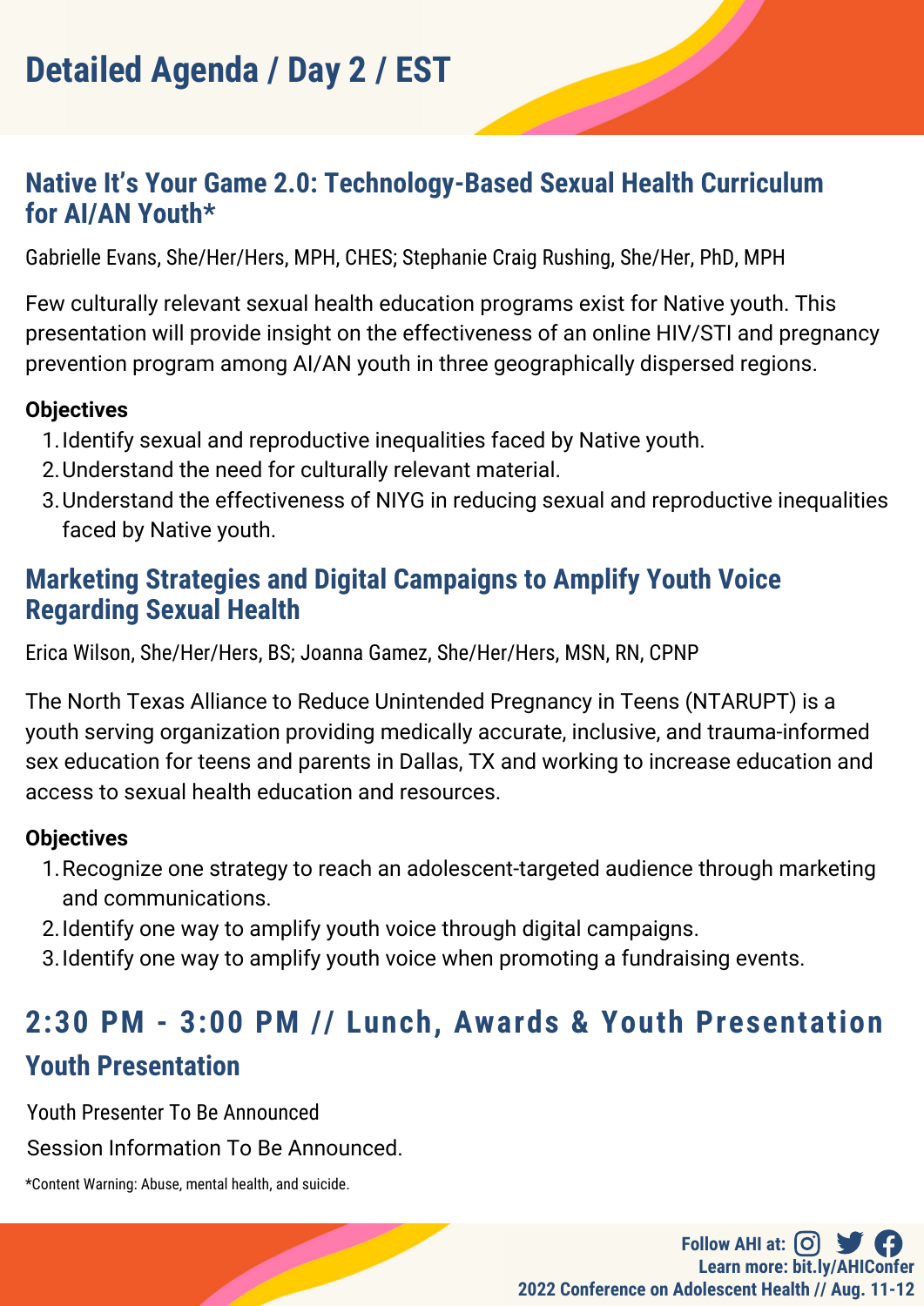# Detailed Agenda / Day 2 / EST

## Native It's Your Game 2.0: Technology-Based Sexual Health Curriculum for AI/AN Youth*

Gabrielle Evans, She/Her/Hers, MPH, CHES; Stephanie Craig Rushing, She/Her, PhD, MPH

Few culturally relevant sexual health education programs exist for Native youth. This presentation will provide insight on the effectiveness of an online HIV/STI and pregnancy prevention program among AI/AN youth in three geographically dispersed regions.

**Objectives**

1. Identify sexual and reproductive inequalities faced by Native youth.
2. Understand the need for culturally relevant material.
3. Understand the effectiveness of NIYG in reducing sexual and reproductive inequalities faced by Native youth.

## Marketing Strategies and Digital Campaigns to Amplify Youth Voice Regarding Sexual Health

Erica Wilson, She/Her/Hers, BS; Joanna Gamez, She/Her/Hers, MSN, RN, CPNP

The North Texas Alliance to Reduce Unintended Pregnancy in Teens (NTARUPT) is a youth serving organization providing medically accurate, inclusive, and trauma-informed sex education for teens and parents in Dallas, TX and working to increase education and access to sexual health education and resources.

**Objectives**

1. Recognize one strategy to reach an adolescent-targeted audience through marketing and communications.
2. Identify one way to amplify youth voice through digital campaigns.
3. Identify one way to amplify youth voice when promoting a fundraising events.

## 2:30 PM - 3:00 PM // Lunch, Awards & Youth Presentation

## Youth Presentation

Youth Presenter To Be Announced

Session Information To Be Announced.

*Content Warning: Abuse, mental health, and suicide.

Follow AHI at:
Learn more: bit.ly/AHIConfer
2022 Conference on Adolescent Health // Aug. 11-12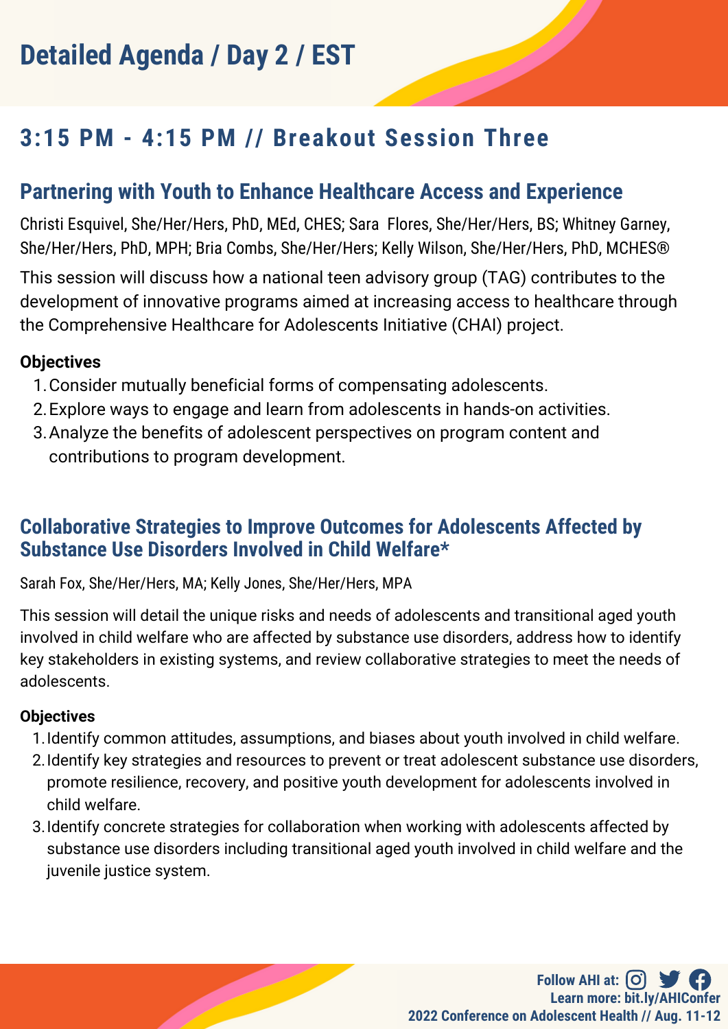# Detailed Agenda / Day 2 / EST

## 3:15 PM - 4:15 PM // Breakout Session Three

### Partnering with Youth to Enhance Healthcare Access and Experience

Christi Esquivel, She/Her/Hers, PhD, MEd, CHES; Sara Flores, She/Her/Hers, BS; Whitney Garney, She/Her/Hers, PhD, MPH; Bria Combs, She/Her/Hers; Kelly Wilson, She/Her/Hers, PhD, MCHES®

This session will discuss how a national teen advisory group (TAG) contributes to the development of innovative programs aimed at increasing access to healthcare through the Comprehensive Healthcare for Adolescents Initiative (CHAI) project.

**Objectives**

1. Consider mutually beneficial forms of compensating adolescents.
2. Explore ways to engage and learn from adolescents in hands-on activities.
3. Analyze the benefits of adolescent perspectives on program content and contributions to program development.

### Collaborative Strategies to Improve Outcomes for Adolescents Affected by Substance Use Disorders Involved in Child Welfare*

Sarah Fox, She/Her/Hers, MA; Kelly Jones, She/Her/Hers, MPA

This session will detail the unique risks and needs of adolescents and transitional aged youth involved in child welfare who are affected by substance use disorders, address how to identify key stakeholders in existing systems, and review collaborative strategies to meet the needs of adolescents.

**Objectives**

1. Identify common attitudes, assumptions, and biases about youth involved in child welfare.
2. Identify key strategies and resources to prevent or treat adolescent substance use disorders, promote resilience, recovery, and positive youth development for adolescents involved in child welfare.
3. Identify concrete strategies for collaboration when working with adolescents affected by substance use disorders including transitional aged youth involved in child welfare and the juvenile justice system.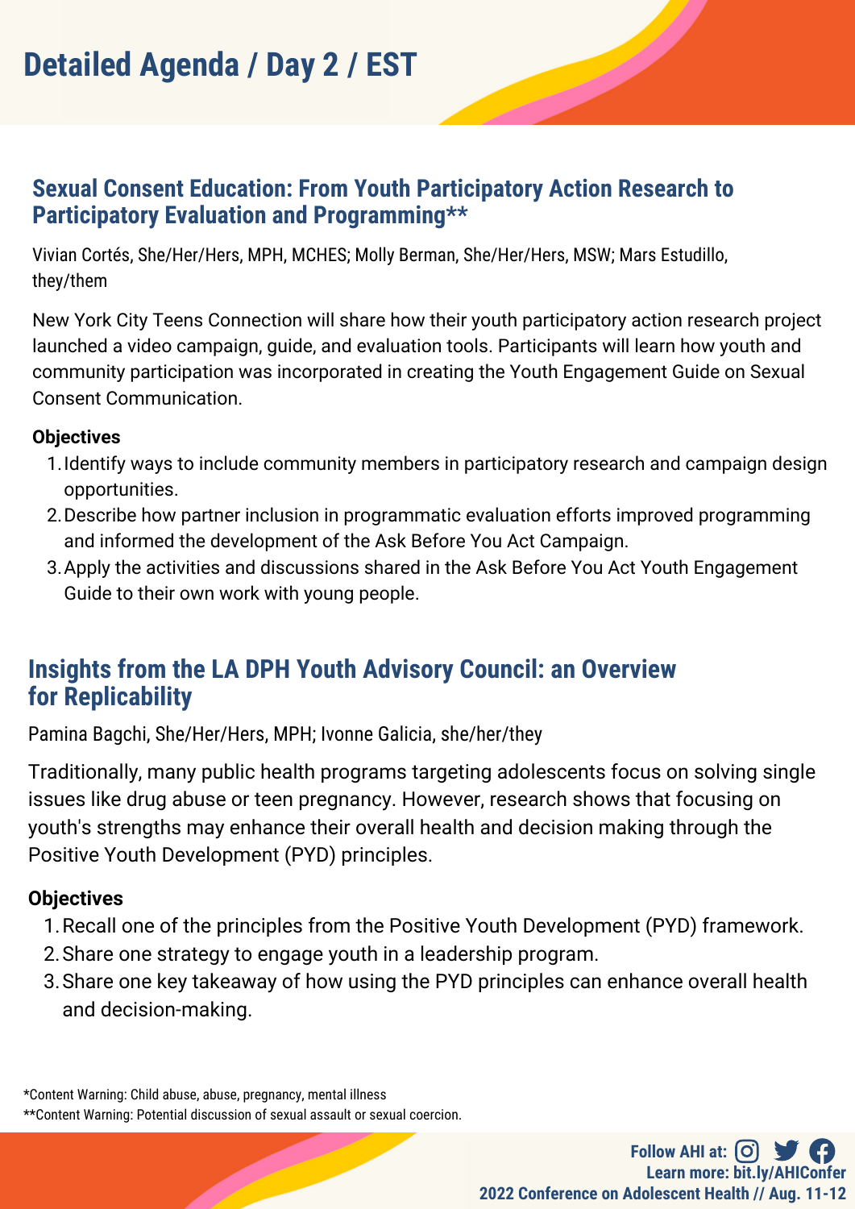# Detailed Agenda / Day 2 / EST

## Sexual Consent Education: From Youth Participatory Action Research to Participatory Evaluation and Programming**

Vivian Cortés, She/Her/Hers, MPH, MCHES; Molly Berman, She/Her/Hers, MSW; Mars Estudillo, they/them

New York City Teens Connection will share how their youth participatory action research project launched a video campaign, guide, and evaluation tools. Participants will learn how youth and community participation was incorporated in creating the Youth Engagement Guide on Sexual Consent Communication.

**Objectives**

1. Identify ways to include community members in participatory research and campaign design opportunities.
2. Describe how partner inclusion in programmatic evaluation efforts improved programming and informed the development of the Ask Before You Act Campaign.
3. Apply the activities and discussions shared in the Ask Before You Act Youth Engagement Guide to their own work with young people.

## Insights from the LA DPH Youth Advisory Council: an Overview for Replicability

Pamina Bagchi, She/Her/Hers, MPH; Ivonne Galicia, she/her/they

Traditionally, many public health programs targeting adolescents focus on solving single issues like drug abuse or teen pregnancy. However, research shows that focusing on youth's strengths may enhance their overall health and decision making through the Positive Youth Development (PYD) principles.

**Objectives**

1. Recall one of the principles from the Positive Youth Development (PYD) framework.
2. Share one strategy to engage youth in a leadership program.
3. Share one key takeaway of how using the PYD principles can enhance overall health and decision-making.

*Content Warning: Child abuse, abuse, pregnancy, mental illness

**Content Warning: Potential discussion of sexual assault or sexual coercion.

Follow AHI at:
Learn more: bit.ly/AHIConfer
2022 Conference on Adolescent Health // Aug. 11-12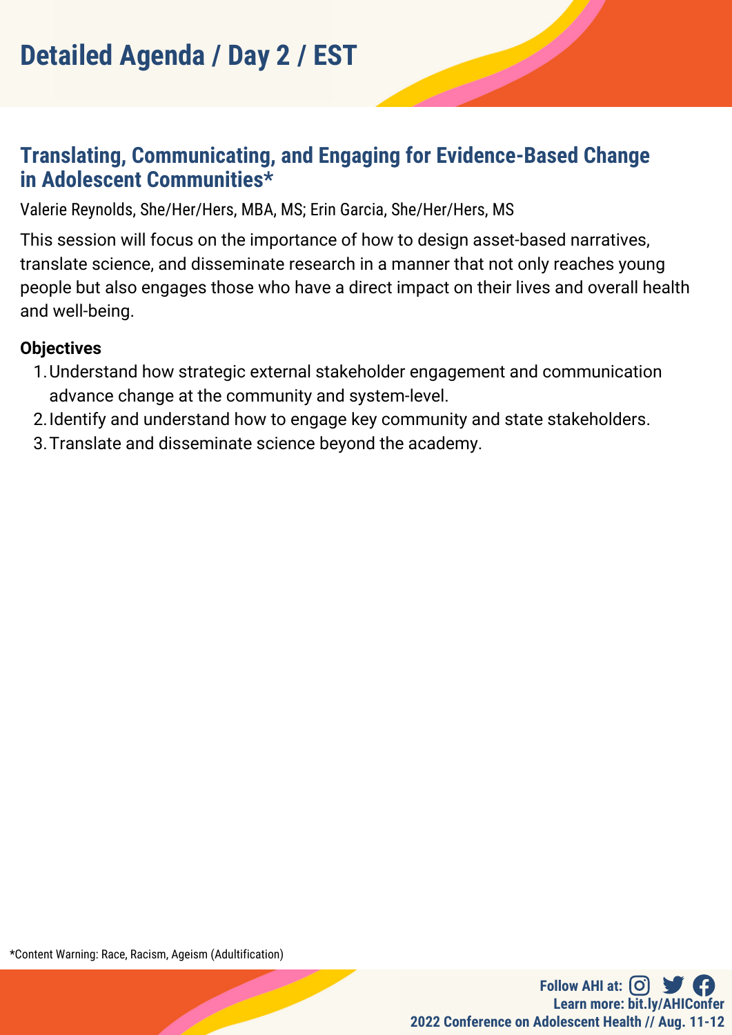# Detailed Agenda / Day 2 / EST

## Translating, Communicating, and Engaging for Evidence-Based Change in Adolescent Communities*

Valerie Reynolds, She/Her/Hers, MBA, MS; Erin Garcia, She/Her/Hers, MS

This session will focus on the importance of how to design asset-based narratives, translate science, and disseminate research in a manner that not only reaches young people but also engages those who have a direct impact on their lives and overall health and well-being.

**Objectives**

1. Understand how strategic external stakeholder engagement and communication advance change at the community and system-level.
2. Identify and understand how to engage key community and state stakeholders.
3. Translate and disseminate science beyond the academy.

*Content Warning: Race, Racism, Ageism (Adultification)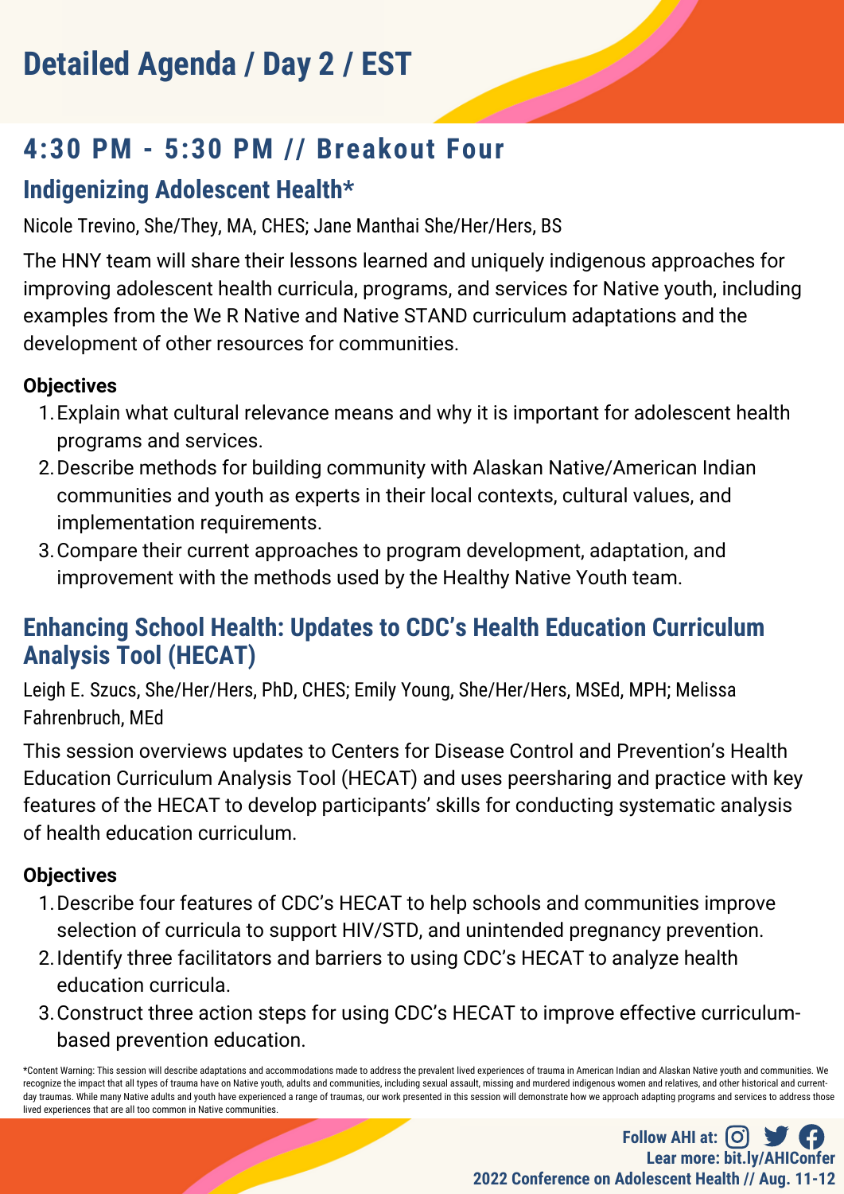# Detailed Agenda / Day 2 / EST

## 4:30 PM - 5:30 PM // Breakout Four

### Indigenizing Adolescent Health*

Nicole Trevino, She/They, MA, CHES; Jane Manthai She/Her/Hers, BS

The HNY team will share their lessons learned and uniquely indigenous approaches for improving adolescent health curricula, programs, and services for Native youth, including examples from the We R Native and Native STAND curriculum adaptations and the development of other resources for communities.

**Objectives**

1. Explain what cultural relevance means and why it is important for adolescent health programs and services.
2. Describe methods for building community with Alaskan Native/American Indian communities and youth as experts in their local contexts, cultural values, and implementation requirements.
3. Compare their current approaches to program development, adaptation, and improvement with the methods used by the Healthy Native Youth team.

### Enhancing School Health: Updates to CDC's Health Education Curriculum Analysis Tool (HECAT)

Leigh E. Szucs, She/Her/Hers, PhD, CHES; Emily Young, She/Her/Hers, MSEd, MPH; Melissa Fahrenbruch, MEd

This session overviews updates to Centers for Disease Control and Prevention's Health Education Curriculum Analysis Tool (HECAT) and uses peersharing and practice with key features of the HECAT to develop participants' skills for conducting systematic analysis of health education curriculum.

**Objectives**

1. Describe four features of CDC's HECAT to help schools and communities improve selection of curricula to support HIV/STD, and unintended pregnancy prevention.
2. Identify three facilitators and barriers to using CDC's HECAT to analyze health education curricula.
3. Construct three action steps for using CDC's HECAT to improve effective curriculum-based prevention education.

*Content Warning: This session will describe adaptations and accommodations made to address the prevalent lived experiences of trauma in American Indian and Alaskan Native youth and communities. We recognize the impact that all types of trauma have on Native youth, adults and communities, including sexual assault, missing and murdered indigenous women and relatives, and other historical and current-day traumas. While many Native adults and youth have experienced a range of traumas, our work presented in this session will demonstrate how we approach adapting programs and services to address those lived experiences that are all too common in Native communities.

Follow AHI at:
Lear more: bit.ly/AHIConfer
2022 Conference on Adolescent Health // Aug. 11-12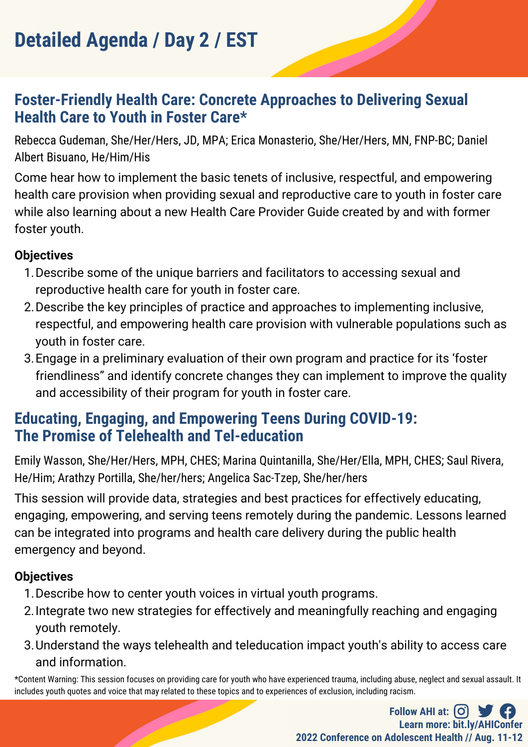# Detailed Agenda / Day 2 / EST

## Foster-Friendly Health Care: Concrete Approaches to Delivering Sexual Health Care to Youth in Foster Care*

Rebecca Gudeman, She/Her/Hers, JD, MPA; Erica Monasterio, She/Her/Hers, MN, FNP-BC; Daniel Albert Bisuano, He/Him/His

Come hear how to implement the basic tenets of inclusive, respectful, and empowering health care provision when providing sexual and reproductive care to youth in foster care while also learning about a new Health Care Provider Guide created by and with former foster youth.

**Objectives**

1. Describe some of the unique barriers and facilitators to accessing sexual and reproductive health care for youth in foster care.
2. Describe the key principles of practice and approaches to implementing inclusive, respectful, and empowering health care provision with vulnerable populations such as youth in foster care.
3. Engage in a preliminary evaluation of their own program and practice for its 'foster friendliness" and identify concrete changes they can implement to improve the quality and accessibility of their program for youth in foster care.

## Educating, Engaging, and Empowering Teens During COVID-19: The Promise of Telehealth and Tel-education

Emily Wasson, She/Her/Hers, MPH, CHES; Marina Quintanilla, She/Her/Ella, MPH, CHES; Saul Rivera, He/Him; Arathzy Portilla, She/her/hers; Angelica Sac-Tzep, She/her/hers

This session will provide data, strategies and best practices for effectively educating, engaging, empowering, and serving teens remotely during the pandemic. Lessons learned can be integrated into programs and health care delivery during the public health emergency and beyond.

**Objectives**

1. Describe how to center youth voices in virtual youth programs.
2. Integrate two new strategies for effectively and meaningfully reaching and engaging youth remotely.
3. Understand the ways telehealth and teleducation impact youth's ability to access care and information.

*Content Warning: This session focuses on providing care for youth who have experienced trauma, including abuse, neglect and sexual assault. It includes youth quotes and voice that may related to these topics and to experiences of exclusion, including racism.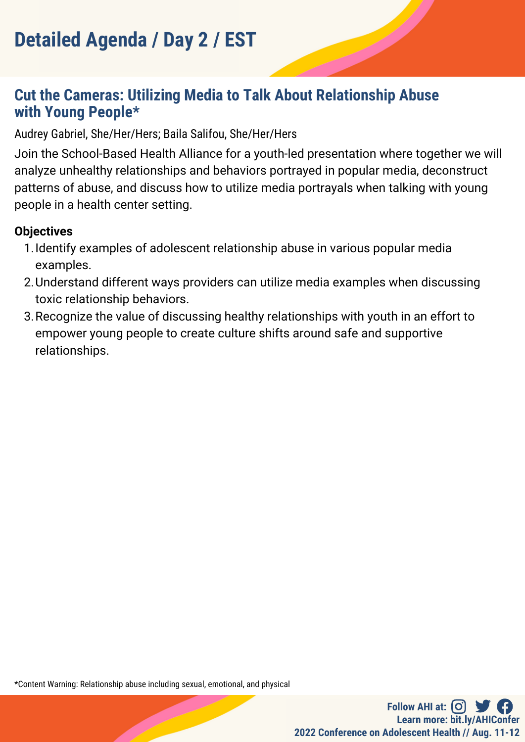# Detailed Agenda / Day 2 / EST

## Cut the Cameras: Utilizing Media to Talk About Relationship Abuse with Young People*

Audrey Gabriel, She/Her/Hers; Baila Salifou, She/Her/Hers

Join the School-Based Health Alliance for a youth-led presentation where together we will analyze unhealthy relationships and behaviors portrayed in popular media, deconstruct patterns of abuse, and discuss how to utilize media portrayals when talking with young people in a health center setting.

**Objectives**

1. Identify examples of adolescent relationship abuse in various popular media examples.
2. Understand different ways providers can utilize media examples when discussing toxic relationship behaviors.
3. Recognize the value of discussing healthy relationships with youth in an effort to empower young people to create culture shifts around safe and supportive relationships.

*Content Warning: Relationship abuse including sexual, emotional, and physical